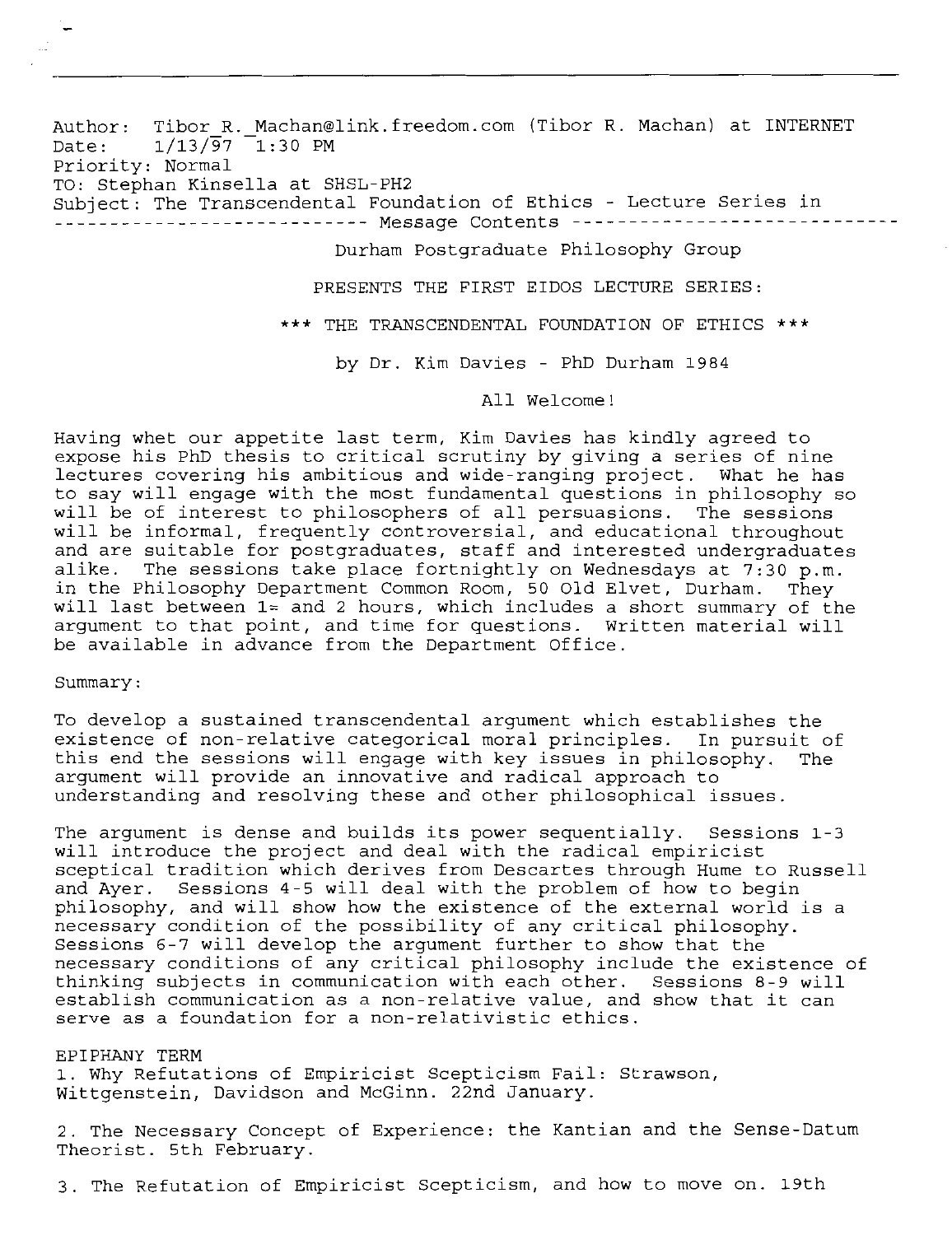Author: Tibor_R._Machan@link.freedom.com (Tibor R. Machan) at INTERNET
Date: 1/13/97 1:30 PM
Priority: Normal
TO: Stephan Kinsella at SHSL-PH2
Subject: The Transcendental Foundation of Ethics - Lecture Series in

------------------------------ Message Contents ------------------------------

Durham Postgraduate Philosophy Group

PRESENTS THE FIRST EIDOS LECTURE SERIES:

*** THE TRANSCENDENTAL FOUNDATION OF ETHICS ***

by Dr. Kim Davies - PhD Durham 1984

All Welcome!

Having whet our appetite last term, Kim Davies has kindly agreed to expose his PhD thesis to critical scrutiny by giving a series of nine lectures covering his ambitious and wide-ranging project. What he has to say will engage with the most fundamental questions in philosophy so will be of interest to philosophers of all persuasions. The sessions will be informal, frequently controversial, and educational throughout and are suitable for postgraduates, staff and interested undergraduates alike. The sessions take place fortnightly on Wednesdays at 7:30 p.m. in the Philosophy Department Common Room, 50 Old Elvet, Durham. They will last between 1= and 2 hours, which includes a short summary of the argument to that point, and time for questions. Written material will be available in advance from the Department Office.

Summary:

To develop a sustained transcendental argument which establishes the existence of non-relative categorical moral principles. In pursuit of this end the sessions will engage with key issues in philosophy. The argument will provide an innovative and radical approach to understanding and resolving these and other philosophical issues.

The argument is dense and builds its power sequentially. Sessions 1-3 will introduce the project and deal with the radical empiricist sceptical tradition which derives from Descartes through Hume to Russell and Ayer. Sessions 4-5 will deal with the problem of how to begin philosophy, and will show how the existence of the external world is a necessary condition of the possibility of any critical philosophy. Sessions 6-7 will develop the argument further to show that the necessary conditions of any critical philosophy include the existence of thinking subjects in communication with each other. Sessions 8-9 will establish communication as a non-relative value, and show that it can serve as a foundation for a non-relativistic ethics.

EPIPHANY TERM

1. Why Refutations of Empiricist Scepticism Fail: Strawson, Wittgenstein, Davidson and McGinn. 22nd January.

2. The Necessary Concept of Experience: the Kantian and the Sense-Datum Theorist. 5th February.

3. The Refutation of Empiricist Scepticism, and how to move on. 19th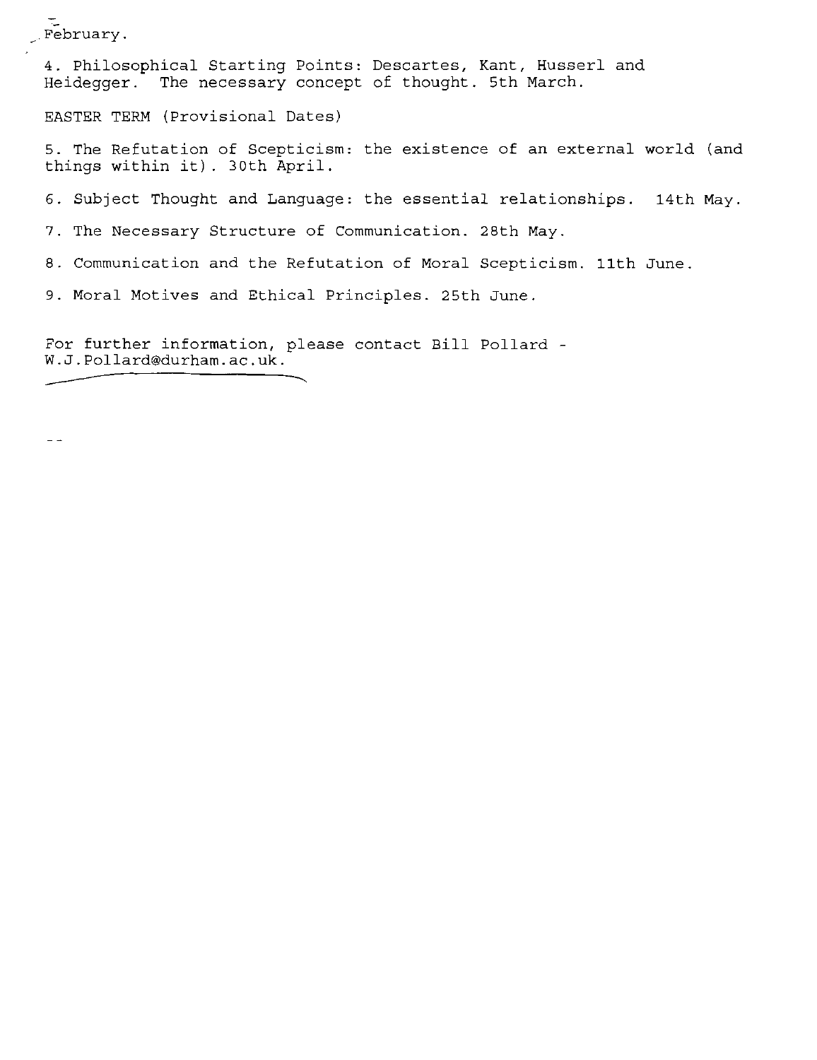February.

4. Philosophical Starting Points: Descartes, Kant, Husserl and Heidegger. The necessary concept of thought. 5th March.

EASTER TERM (Provisional Dates)

5. The Refutation of Scepticism: the existence of an external world (and things within it). 30th April.

6. Subject Thought and Language: the essential relationships. 14th May.

7. The Necessary Structure of Communication. 28th May.

8. Communication and the Refutation of Moral Scepticism. 11th June.

9. Moral Motives and Ethical Principles. 25th June.

For further information, please contact Bill Pollard - W.J.Pollard@durham.ac.uk.

--